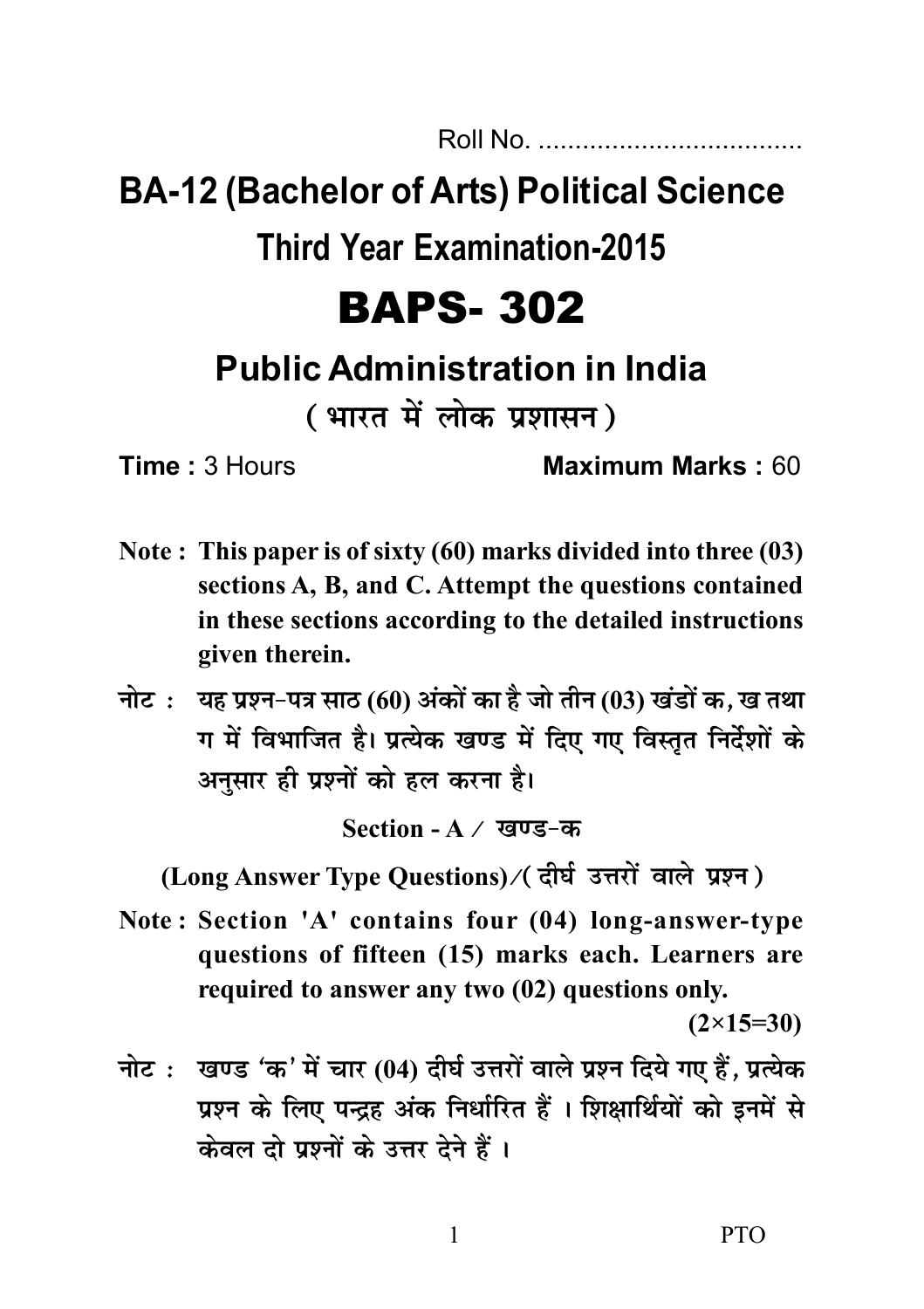Roll No. ....................................

# BA-12 (Bachelor of Arts) Political Science
## Third Year Examination-2015

# BAPS- 302

## Public Administration in India
## ( भारत में लोक प्रशासन )

**Time :** 3 Hours **Maximum Marks :** 60

**Note : This paper is of sixty (60) marks divided into three (03) sections A, B, and C. Attempt the questions contained in these sections according to the detailed instructions given therein.**

**नोट :** यह प्रश्न-पत्र साठ (60) अंकों का है जो तीन (03) खंडों क, ख तथा ग में विभाजित है। प्रत्येक खण्ड में दिए गए विस्तृत निर्देशों के अनुसार ही प्रश्नों को हल करना है।

**Section - A / खण्ड-क**

**(Long Answer Type Questions)/( दीर्घ उत्तरों वाले प्रश्न )**

**Note : Section 'A' contains four (04) long-answer-type questions of fifteen (15) marks each. Learners are required to answer any two (02) questions only.**

**(2×15=30)**

**नोट :** खण्ड 'क' में चार (04) दीर्घ उत्तरों वाले प्रश्न दिये गए हैं, प्रत्येक प्रश्न के लिए पन्द्रह अंक निर्धारित हैं । शिक्षार्थियों को इनमें से केवल दो प्रश्नों के उत्तर देने हैं ।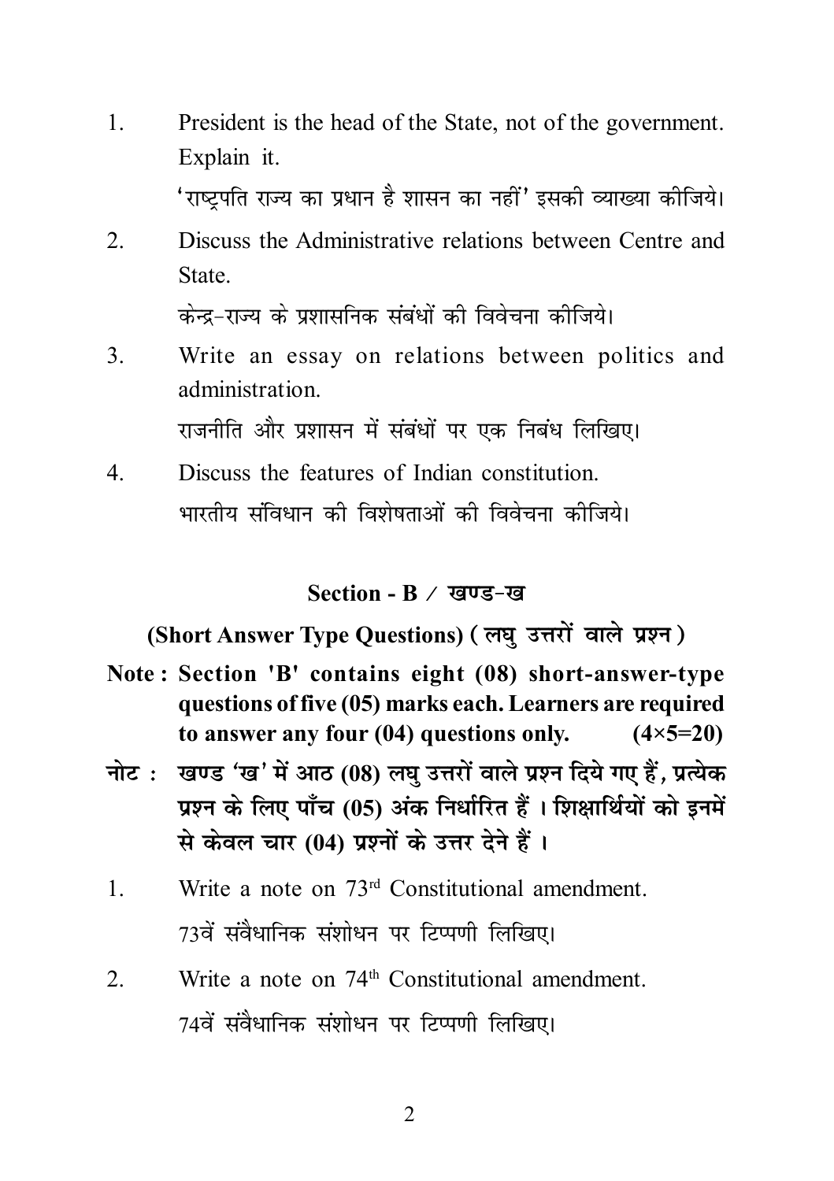1. President is the head of the State, not of the government. Explain it.

   'राष्ट्रपति राज्य का प्रधान है शासन का नहीं' इसकी व्याख्या कीजिये।

2. Discuss the Administrative relations between Centre and State.

   केन्द्र-राज्य के प्रशासनिक संबंधों की विवेचना कीजिये।

3. Write an essay on relations between politics and administration.

   राजनीति और प्रशासन में संबंधों पर एक निबंध लिखिए।

4. Discuss the features of Indian constitution.

   भारतीय संविधान की विशेषताओं की विवेचना कीजिये।

## Section - B / खण्ड-ख

### (Short Answer Type Questions) ( लघु उत्तरों वाले प्रश्न )

**Note : Section 'B' contains eight (08) short-answer-type questions of five (05) marks each. Learners are required to answer any four (04) questions only. (4×5=20)**

**नोट : खण्ड 'ख' में आठ (08) लघु उत्तरों वाले प्रश्न दिये गए हैं, प्रत्येक प्रश्न के लिए पाँच (05) अंक निर्धारित हैं । शिक्षार्थियों को इनमें से केवल चार (04) प्रश्नों के उत्तर देने हैं ।**

1. Write a note on 73rd Constitutional amendment.

   73वें संवैधानिक संशोधन पर टिप्पणी लिखिए।

2. Write a note on 74th Constitutional amendment.

   74वें संवैधानिक संशोधन पर टिप्पणी लिखिए।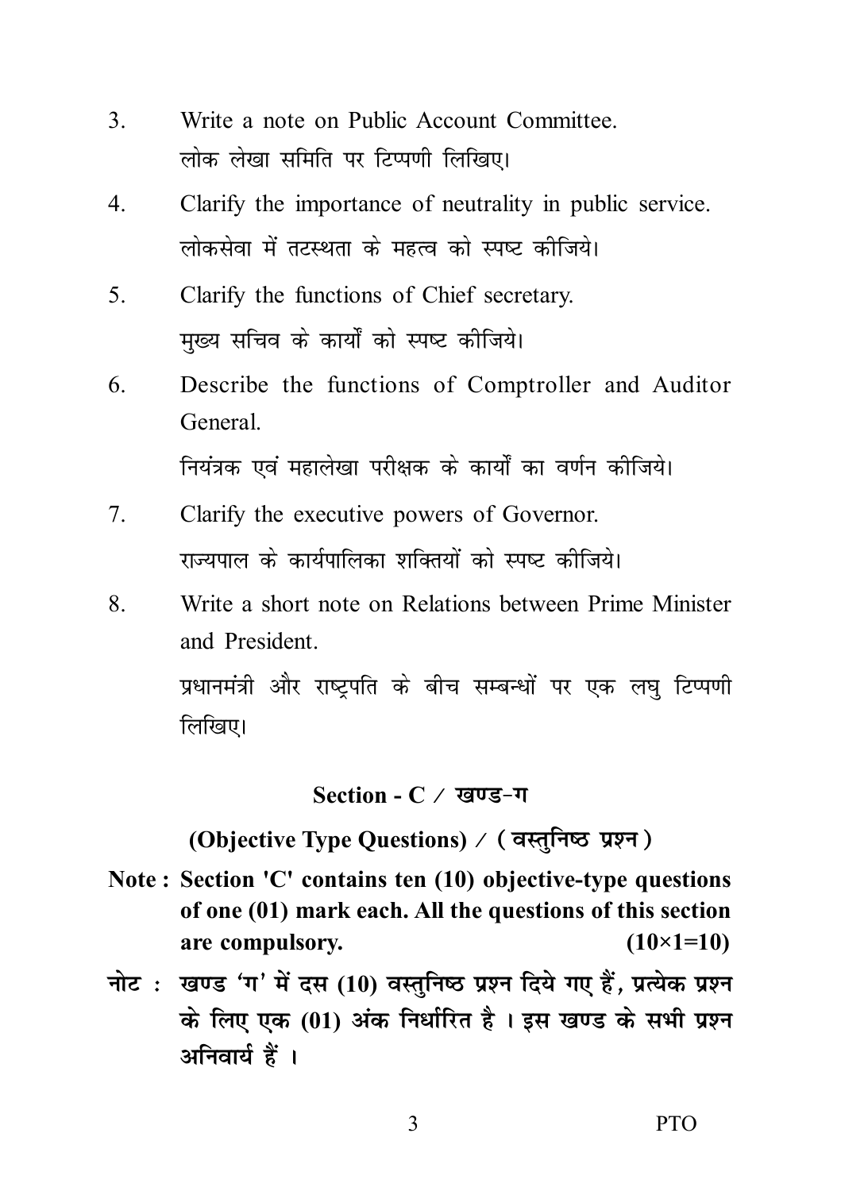3. Write a note on Public Account Committee.

   लोक लेखा समिति पर टिप्पणी लिखिए।

4. Clarify the importance of neutrality in public service.

   लोकसेवा में तटस्थता के महत्व को स्पष्ट कीजिये।

5. Clarify the functions of Chief secretary.

   मुख्य सचिव के कार्यों को स्पष्ट कीजिये।

6. Describe the functions of Comptroller and Auditor General.

   नियंत्रक एवं महालेखा परीक्षक के कार्यों का वर्णन कीजिये।

7. Clarify the executive powers of Governor.

   राज्यपाल के कार्यपालिका शक्तियों को स्पष्ट कीजिये।

8. Write a short note on Relations between Prime Minister and President.

   प्रधानमंत्री और राष्ट्रपति के बीच सम्बन्धों पर एक लघु टिप्पणी लिखिए।

## Section - C / खण्ड-ग

### (Objective Type Questions) / ( वस्तुनिष्ठ प्रश्न )

**Note : Section 'C' contains ten (10) objective-type questions of one (01) mark each. All the questions of this section are compulsory. (10×1=10)**

**नोट : खण्ड 'ग' में दस (10) वस्तुनिष्ठ प्रश्न दिये गए हैं, प्रत्येक प्रश्न के लिए एक (01) अंक निर्धारित है । इस खण्ड के सभी प्रश्न अनिवार्य हैं ।**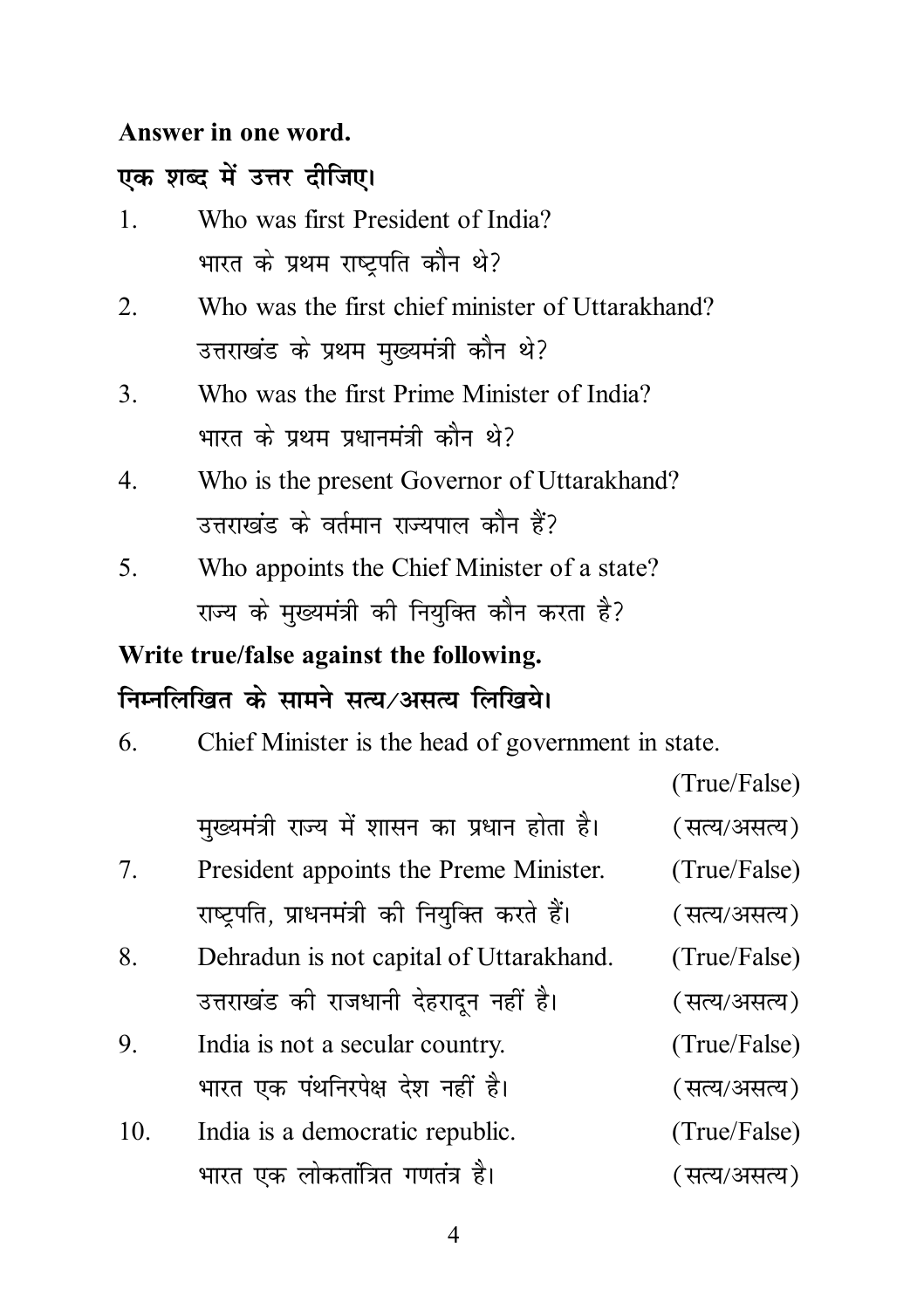**Answer in one word.**

**एक शब्द में उत्तर दीजिए।**

1. Who was first President of India?
   भारत के प्रथम राष्ट्रपति कौन थे?
2. Who was the first chief minister of Uttarakhand?
   उत्तराखंड के प्रथम मुख्यमंत्री कौन थे?
3. Who was the first Prime Minister of India?
   भारत के प्रथम प्रधानमंत्री कौन थे?
4. Who is the present Governor of Uttarakhand?
   उत्तराखंड के वर्तमान राज्यपाल कौन हैं?
5. Who appoints the Chief Minister of a state?
   राज्य के मुख्यमंत्री की नियुक्ति कौन करता है?

**Write true/false against the following.**

**निम्नलिखित के सामने सत्य/असत्य लिखिये।**

6. Chief Minister is the head of government in state. (True/False)
   मुख्यमंत्री राज्य में शासन का प्रधान होता है। (सत्य/असत्य)
7. President appoints the Preme Minister. (True/False)
   राष्ट्रपति, प्राधनमंत्री की नियुक्ति करते हैं। (सत्य/असत्य)
8. Dehradun is not capital of Uttarakhand. (True/False)
   उत्तराखंड की राजधानी देहरादून नहीं है। (सत्य/असत्य)
9. India is not a secular country. (True/False)
   भारत एक पंथनिरपेक्ष देश नहीं है। (सत्य/असत्य)
10. India is a democratic republic. (True/False)
    भारत एक लोकतांत्रित गणतंत्र है। (सत्य/असत्य)